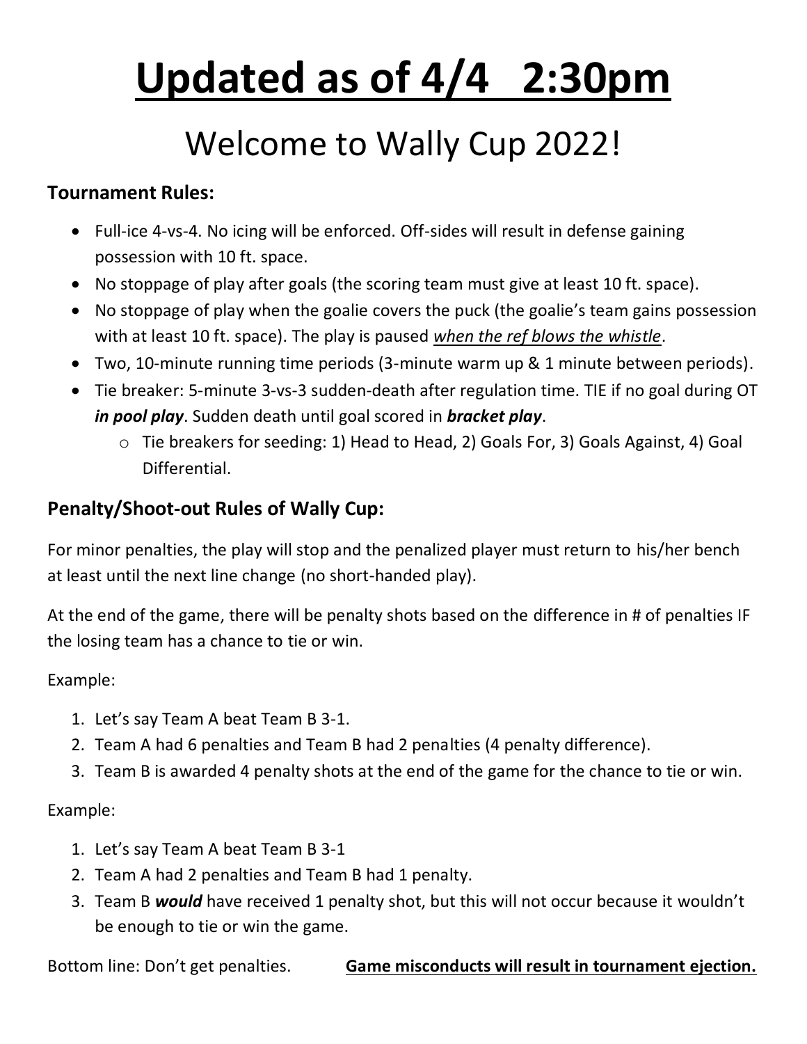# <u>Updated as of 4/4 2:30pm</u>

## Welcome to Wally Cup 2022!

**Tournament Rules:**

- Full-ice 4-vs-4. No icing will be enforced. Off-sides will result in defense gaining possession with 10 ft. space.
- No stoppage of play after goals (the scoring team must give at least 10 ft. space).
- No stoppage of play when the goalie covers the puck (the goalie's team gains possession with at least 10 ft. space). The play is paused <u>*when the ref blows the whistle*</u>.
- Two, 10-minute running time periods (3-minute warm up & 1 minute between periods).
- Tie breaker: 5-minute 3-vs-3 sudden-death after regulation time. TIE if no goal during OT ***in pool play***. Sudden death until goal scored in ***bracket play***.
  - Tie breakers for seeding: 1) Head to Head, 2) Goals For, 3) Goals Against, 4) Goal Differential.

### Penalty/Shoot-out Rules of Wally Cup:

For minor penalties, the play will stop and the penalized player must return to his/her bench at least until the next line change (no short-handed play).

At the end of the game, there will be penalty shots based on the difference in # of penalties IF the losing team has a chance to tie or win.

Example:

1. Let's say Team A beat Team B 3-1.
2. Team A had 6 penalties and Team B had 2 penalties (4 penalty difference).
3. Team B is awarded 4 penalty shots at the end of the game for the chance to tie or win.

Example:

1. Let's say Team A beat Team B 3-1
2. Team A had 2 penalties and Team B had 1 penalty.
3. Team B ***would*** have received 1 penalty shot, but this will not occur because it wouldn't be enough to tie or win the game.

Bottom line: Don't get penalties. <u>**Game misconducts will result in tournament ejection.**</u>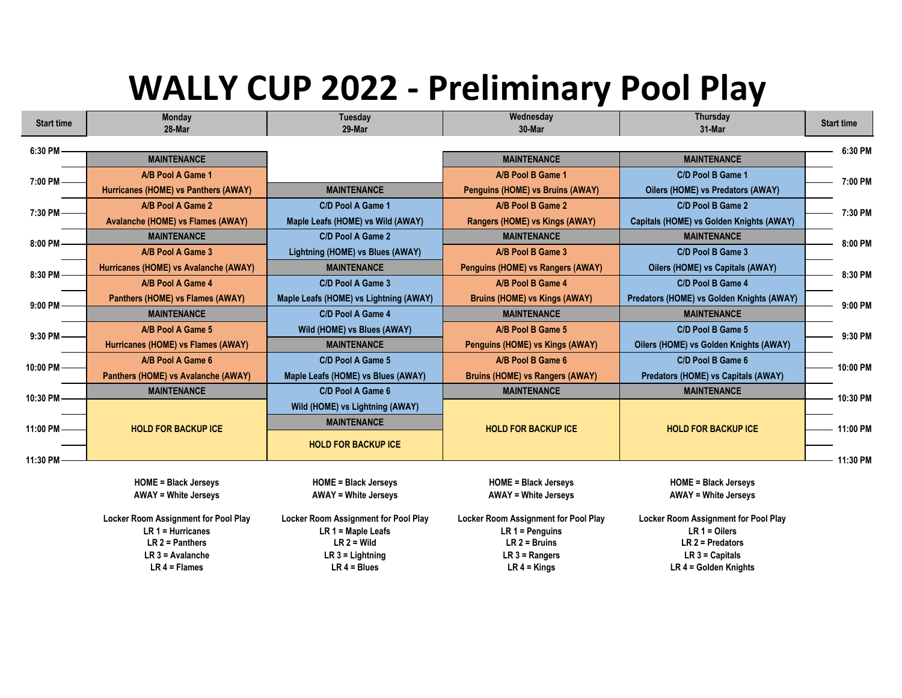# WALLY CUP 2022 - Preliminary Pool Play

| Start time | Monday 28-Mar | Tuesday 29-Mar | Wednesday 30-Mar | Thursday 31-Mar | Start time |
|---|---|---|---|---|---|
| 6:30 PM | MAINTENANCE | | MAINTENANCE | MAINTENANCE | 6:30 PM |
| 7:00 PM | A/B Pool A Game 1 Hurricanes (HOME) vs Panthers (AWAY) | MAINTENANCE | A/B Pool B Game 1 Penguins (HOME) vs Bruins (AWAY) | C/D Pool B Game 1 Oilers (HOME) vs Predators (AWAY) | 7:00 PM |
| 7:30 PM | A/B Pool A Game 2 Avalanche (HOME) vs Flames (AWAY) | C/D Pool A Game 1 Maple Leafs (HOME) vs Wild (AWAY) | A/B Pool B Game 2 Rangers (HOME) vs Kings (AWAY) | C/D Pool B Game 2 Capitals (HOME) vs Golden Knights (AWAY) | 7:30 PM |
| 8:00 PM | MAINTENANCE / A/B Pool A Game 3 Hurricanes (HOME) vs Avalanche (AWAY) | C/D Pool A Game 2 Lightning (HOME) vs Blues (AWAY) / MAINTENANCE | MAINTENANCE / A/B Pool B Game 3 Penguins (HOME) vs Rangers (AWAY) | MAINTENANCE / C/D Pool B Game 3 Oilers (HOME) vs Capitals (AWAY) | 8:00 PM |
| 8:30 PM | A/B Pool A Game 4 Panthers (HOME) vs Flames (AWAY) | C/D Pool A Game 3 Maple Leafs (HOME) vs Lightning (AWAY) | A/B Pool B Game 4 Bruins (HOME) vs Kings (AWAY) | C/D Pool B Game 4 Predators (HOME) vs Golden Knights (AWAY) | 8:30 PM |
| 9:00 PM | MAINTENANCE | C/D Pool A Game 4 | MAINTENANCE | MAINTENANCE | 9:00 PM |
| 9:30 PM | A/B Pool A Game 5 Hurricanes (HOME) vs Flames (AWAY) | Wild (HOME) vs Blues (AWAY) / MAINTENANCE | A/B Pool B Game 5 Penguins (HOME) vs Kings (AWAY) | C/D Pool B Game 5 Oilers (HOME) vs Golden Knights (AWAY) | 9:30 PM |
| 10:00 PM | A/B Pool A Game 6 Panthers (HOME) vs Avalanche (AWAY) | C/D Pool A Game 5 Maple Leafs (HOME) vs Blues (AWAY) | A/B Pool B Game 6 Bruins (HOME) vs Rangers (AWAY) | C/D Pool B Game 6 Predators (HOME) vs Capitals (AWAY) | 10:00 PM |
| 10:30 PM | MAINTENANCE | C/D Pool A Game 6 Wild (HOME) vs Lightning (AWAY) | MAINTENANCE | MAINTENANCE | 10:30 PM |
| 11:00 PM | HOLD FOR BACKUP ICE | MAINTENANCE / HOLD FOR BACKUP ICE | HOLD FOR BACKUP ICE | HOLD FOR BACKUP ICE | 11:00 PM |
| 11:30 PM | | | | | 11:30 PM |

| Monday | Tuesday | Wednesday | Thursday |
|---|---|---|---|
| HOME = Black Jerseys | HOME = Black Jerseys | HOME = Black Jerseys | HOME = Black Jerseys |
| AWAY = White Jerseys | AWAY = White Jerseys | AWAY = White Jerseys | AWAY = White Jerseys |
| Locker Room Assignment for Pool Play | Locker Room Assignment for Pool Play | Locker Room Assignment for Pool Play | Locker Room Assignment for Pool Play |
| LR 1 = Hurricanes | LR 1 = Maple Leafs | LR 1 = Penguins | LR 1 = Oilers |
| LR 2 = Panthers | LR 2 = Wild | LR 2 = Bruins | LR 2 = Predators |
| LR 3 = Avalanche | LR 3 = Lightning | LR 3 = Rangers | LR 3 = Capitals |
| LR 4 = Flames | LR 4 = Blues | LR 4 = Kings | LR 4 = Golden Knights |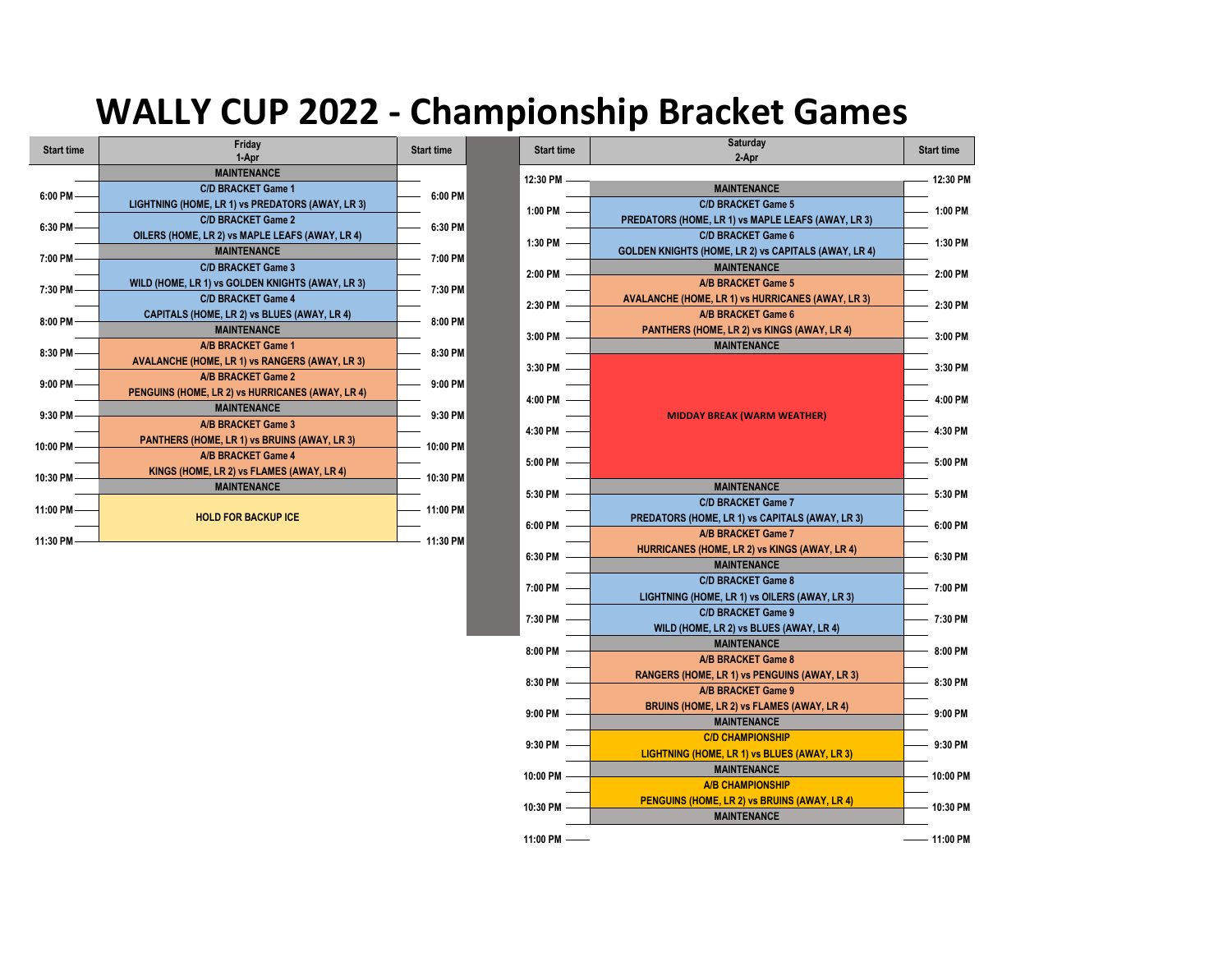# WALLY CUP 2022 - Championship Bracket Games

## Friday 1-Apr

| Start time | Friday 1-Apr | Start time |
|---|---|---|
| | MAINTENANCE | |
| 6:00 PM | C/D BRACKET Game 1<br>LIGHTNING (HOME, LR 1) vs PREDATORS (AWAY, LR 3) | 6:00 PM |
| 6:30 PM | C/D BRACKET Game 2<br>OILERS (HOME, LR 2) vs MAPLE LEAFS (AWAY, LR 4) | 6:30 PM |
| | MAINTENANCE | |
| 7:00 PM | C/D BRACKET Game 3<br>WILD (HOME, LR 1) vs GOLDEN KNIGHTS (AWAY, LR 3) | 7:00 PM |
| 7:30 PM | C/D BRACKET Game 4<br>CAPITALS (HOME, LR 2) vs BLUES (AWAY, LR 4) | 7:30 PM |
| 8:00 PM | MAINTENANCE | 8:00 PM |
| 8:30 PM | A/B BRACKET Game 1<br>AVALANCHE (HOME, LR 1) vs RANGERS (AWAY, LR 3) | 8:30 PM |
| 9:00 PM | A/B BRACKET Game 2<br>PENGUINS (HOME, LR 2) vs HURRICANES (AWAY, LR 4) | 9:00 PM |
| 9:30 PM | MAINTENANCE | 9:30 PM |
| | A/B BRACKET Game 3<br>PANTHERS (HOME, LR 1) vs BRUINS (AWAY, LR 3) | |
| 10:00 PM | A/B BRACKET Game 4<br>KINGS (HOME, LR 2) vs FLAMES (AWAY, LR 4) | 10:00 PM |
| 10:30 PM | MAINTENANCE | 10:30 PM |
| 11:00 PM | HOLD FOR BACKUP ICE | 11:00 PM |
| 11:30 PM | | 11:30 PM |

## Saturday 2-Apr

| Start time | Saturday 2-Apr | Start time |
|---|---|---|
| 12:30 PM | MAINTENANCE | 12:30 PM |
| 1:00 PM | C/D BRACKET Game 5<br>PREDATORS (HOME, LR 1) vs MAPLE LEAFS (AWAY, LR 3) | 1:00 PM |
| 1:30 PM | C/D BRACKET Game 6<br>GOLDEN KNIGHTS (HOME, LR 2) vs CAPITALS (AWAY, LR 4) | 1:30 PM |
| 2:00 PM | MAINTENANCE | 2:00 PM |
| | A/B BRACKET Game 5<br>AVALANCHE (HOME, LR 1) vs HURRICANES (AWAY, LR 3) | |
| 2:30 PM | A/B BRACKET Game 6<br>PANTHERS (HOME, LR 2) vs KINGS (AWAY, LR 4) | 2:30 PM |
| 3:00 PM | MAINTENANCE | 3:00 PM |
| 3:30 PM | MIDDAY BREAK (WARM WEATHER) | 3:30 PM |
| 4:00 PM | | 4:00 PM |
| 4:30 PM | | 4:30 PM |
| 5:00 PM | | 5:00 PM |
| 5:30 PM | MAINTENANCE | 5:30 PM |
| | C/D BRACKET Game 7<br>PREDATORS (HOME, LR 1) vs CAPITALS (AWAY, LR 3) | |
| 6:00 PM | A/B BRACKET Game 7<br>HURRICANES (HOME, LR 2) vs KINGS (AWAY, LR 4) | 6:00 PM |
| 6:30 PM | MAINTENANCE | 6:30 PM |
| 7:00 PM | C/D BRACKET Game 8<br>LIGHTNING (HOME, LR 1) vs OILERS (AWAY, LR 3) | 7:00 PM |
| 7:30 PM | C/D BRACKET Game 9<br>WILD (HOME, LR 2) vs BLUES (AWAY, LR 4) | 7:30 PM |
| 8:00 PM | MAINTENANCE | 8:00 PM |
| | A/B BRACKET Game 8<br>RANGERS (HOME, LR 1) vs PENGUINS (AWAY, LR 3) | |
| 8:30 PM | A/B BRACKET Game 9<br>BRUINS (HOME, LR 2) vs FLAMES (AWAY, LR 4) | 8:30 PM |
| 9:00 PM | MAINTENANCE | 9:00 PM |
| 9:30 PM | C/D CHAMPIONSHIP<br>LIGHTNING (HOME, LR 1) vs BLUES (AWAY, LR 3) | 9:30 PM |
| 10:00 PM | MAINTENANCE | 10:00 PM |
| | A/B CHAMPIONSHIP<br>PENGUINS (HOME, LR 2) vs BRUINS (AWAY, LR 4) | |
| 10:30 PM | MAINTENANCE | 10:30 PM |
| 11:00 PM | | 11:00 PM |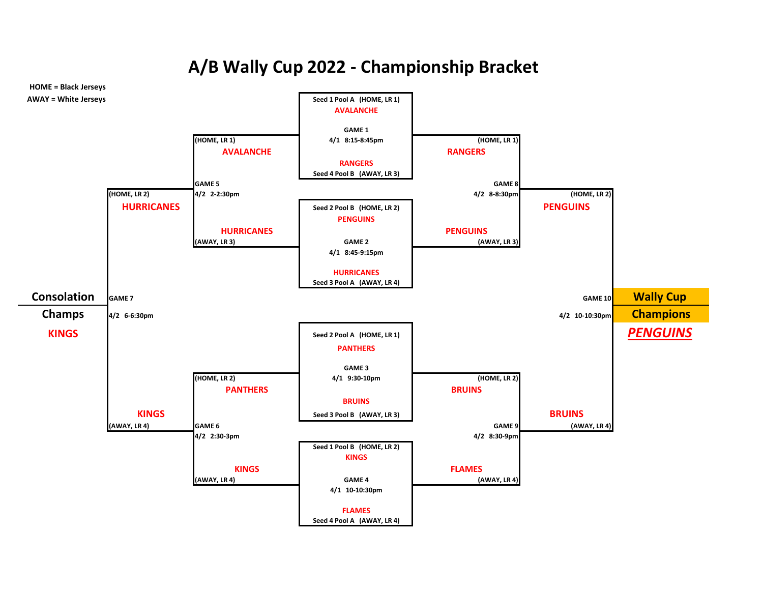# A/B Wally Cup 2022 - Championship Bracket

**HOME = Black Jerseys**
**AWAY = White Jerseys**

## First Round (4/1)

**GAME 1** — 4/1 8:15-8:45pm
- Seed 1 Pool A (HOME, LR 1): AVALANCHE
- Seed 4 Pool B (AWAY, LR 3): RANGERS

**GAME 2** — 4/1 8:45-9:15pm
- Seed 2 Pool B (HOME, LR 2): PENGUINS
- Seed 3 Pool A (AWAY, LR 4): HURRICANES

**GAME 3** — 4/1 9:30-10pm
- Seed 2 Pool A (HOME, LR 1): PANTHERS
- Seed 3 Pool B (AWAY, LR 3): BRUINS

**GAME 4** — 4/1 10-10:30pm
- Seed 1 Pool B (HOME, LR 2): KINGS
- Seed 4 Pool A (AWAY, LR 4): FLAMES

## Consolation Bracket (4/2)

**GAME 5** — 4/2 2-2:30pm
- (HOME, LR 1): AVALANCHE
- (AWAY, LR 3): HURRICANES

**GAME 6** — 4/2 2:30-3pm
- (HOME, LR 2): PANTHERS
- (AWAY, LR 4): KINGS

**GAME 7** — 4/2 6-6:30pm
- (HOME, LR 2): HURRICANES
- (AWAY, LR 4): KINGS

**Consolation Champs**
KINGS

## Championship Bracket (4/2)

**GAME 8** — 4/2 8-8:30pm
- (HOME, LR 1): RANGERS
- (AWAY, LR 3): PENGUINS

**GAME 9** — 4/2 8:30-9pm
- (HOME, LR 2): BRUINS
- (AWAY, LR 4): FLAMES

**GAME 10** — 4/2 10-10:30pm
- (HOME, LR 2): PENGUINS
- (AWAY, LR 4): BRUINS

**Wally Cup Champions**
***PENGUINS***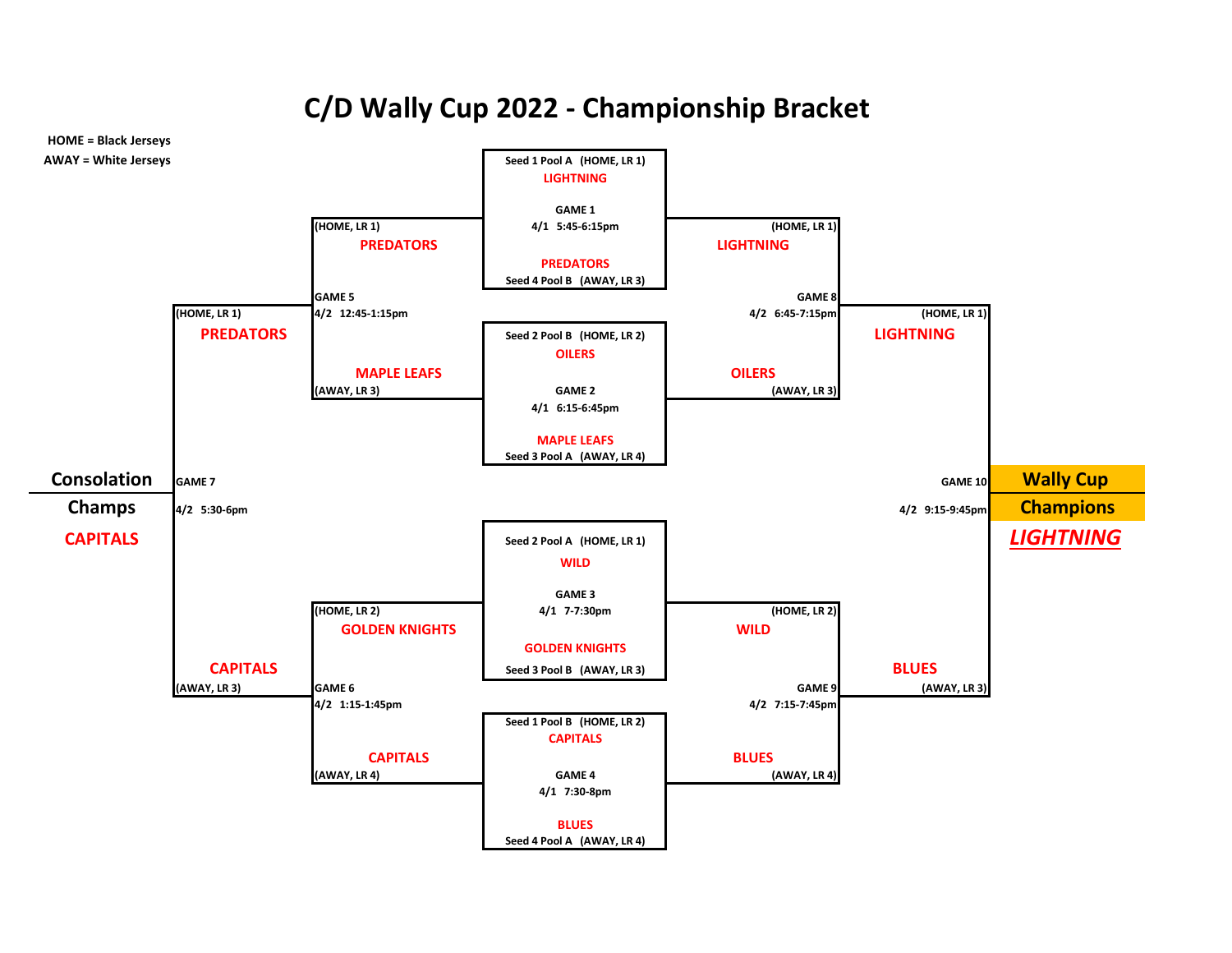# C/D Wally Cup 2022 - Championship Bracket

**HOME = Black Jerseys**
**AWAY = White Jerseys**

## First Round (4/1)

**GAME 1** — 4/1 5:45-6:15pm
- Seed 1 Pool A (HOME, LR 1): LIGHTNING
- Seed 4 Pool B (AWAY, LR 3): PREDATORS

**GAME 2** — 4/1 6:15-6:45pm
- Seed 2 Pool B (HOME, LR 2): OILERS
- Seed 3 Pool A (AWAY, LR 4): MAPLE LEAFS

**GAME 3** — 4/1 7-7:30pm
- Seed 2 Pool A (HOME, LR 1): WILD
- Seed 3 Pool B (AWAY, LR 3): GOLDEN KNIGHTS

**GAME 4** — 4/1 7:30-8pm
- Seed 1 Pool B (HOME, LR 2): CAPITALS
- Seed 4 Pool A (AWAY, LR 4): BLUES

## Consolation Bracket (4/2)

**GAME 5** — 4/2 12:45-1:15pm
- (HOME, LR 1): PREDATORS
- (AWAY, LR 3): MAPLE LEAFS

**GAME 6** — 4/2 1:15-1:45pm
- (HOME, LR 2): GOLDEN KNIGHTS
- (AWAY, LR 4): CAPITALS

**GAME 7** — 4/2 5:30-6pm
- (HOME, LR 1): PREDATORS
- (AWAY, LR 3): CAPITALS

**Consolation Champs**
CAPITALS

## Championship Bracket (4/2)

**GAME 8** — 4/2 6:45-7:15pm
- (HOME, LR 1): LIGHTNING
- (AWAY, LR 3): OILERS

**GAME 9** — 4/2 7:15-7:45pm
- (HOME, LR 2): WILD
- (AWAY, LR 4): BLUES

**GAME 10** — 4/2 9:15-9:45pm
- (HOME, LR 1): LIGHTNING
- (AWAY, LR 3): BLUES

**Wally Cup Champions**
***LIGHTNING***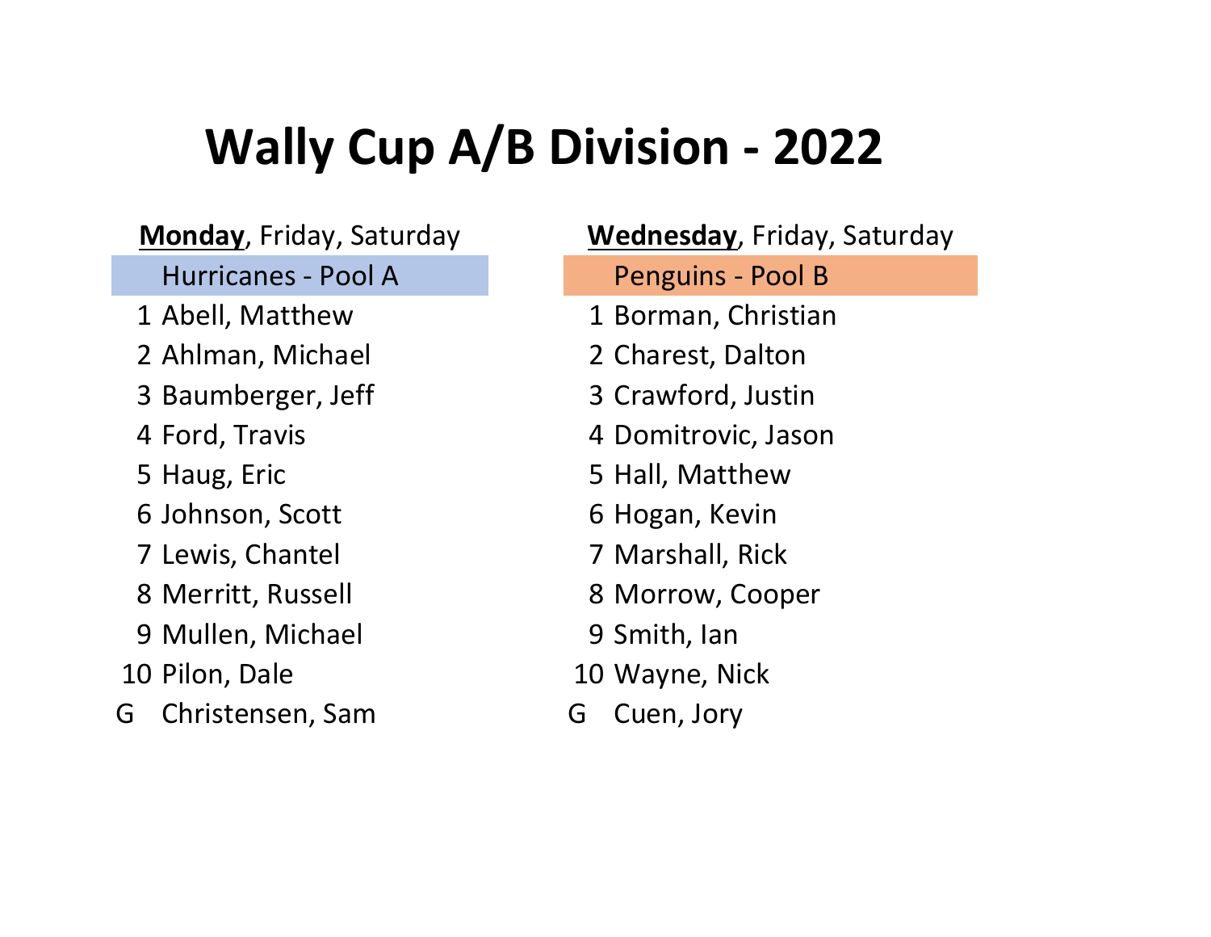# Wally Cup A/B Division - 2022

**<u>Monday</u>**, Friday, Saturday

| | Hurricanes - Pool A |
|---|---|
| 1 | Abell, Matthew |
| 2 | Ahlman, Michael |
| 3 | Baumberger, Jeff |
| 4 | Ford, Travis |
| 5 | Haug, Eric |
| 6 | Johnson, Scott |
| 7 | Lewis, Chantel |
| 8 | Merritt, Russell |
| 9 | Mullen, Michael |
| 10 | Pilon, Dale |
| G | Christensen, Sam |

**<u>Wednesday</u>**, Friday, Saturday

| | Penguins - Pool B |
|---|---|
| 1 | Borman, Christian |
| 2 | Charest, Dalton |
| 3 | Crawford, Justin |
| 4 | Domitrovic, Jason |
| 5 | Hall, Matthew |
| 6 | Hogan, Kevin |
| 7 | Marshall, Rick |
| 8 | Morrow, Cooper |
| 9 | Smith, Ian |
| 10 | Wayne, Nick |
| G | Cuen, Jory |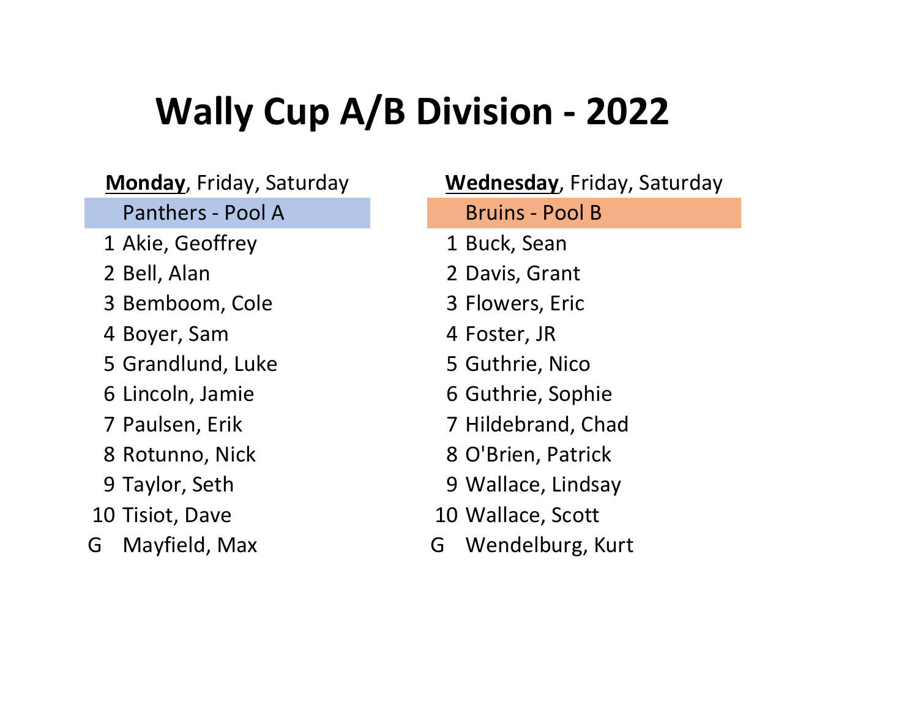# Wally Cup A/B Division - 2022

**Monday**, Friday, Saturday

| | Panthers - Pool A |
|---|---|
| 1 | Akie, Geoffrey |
| 2 | Bell, Alan |
| 3 | Bemboom, Cole |
| 4 | Boyer, Sam |
| 5 | Grandlund, Luke |
| 6 | Lincoln, Jamie |
| 7 | Paulsen, Erik |
| 8 | Rotunno, Nick |
| 9 | Taylor, Seth |
| 10 | Tisiot, Dave |
| G | Mayfield, Max |

**Wednesday**, Friday, Saturday

| | Bruins - Pool B |
|---|---|
| 1 | Buck, Sean |
| 2 | Davis, Grant |
| 3 | Flowers, Eric |
| 4 | Foster, JR |
| 5 | Guthrie, Nico |
| 6 | Guthrie, Sophie |
| 7 | Hildebrand, Chad |
| 8 | O'Brien, Patrick |
| 9 | Wallace, Lindsay |
| 10 | Wallace, Scott |
| G | Wendelburg, Kurt |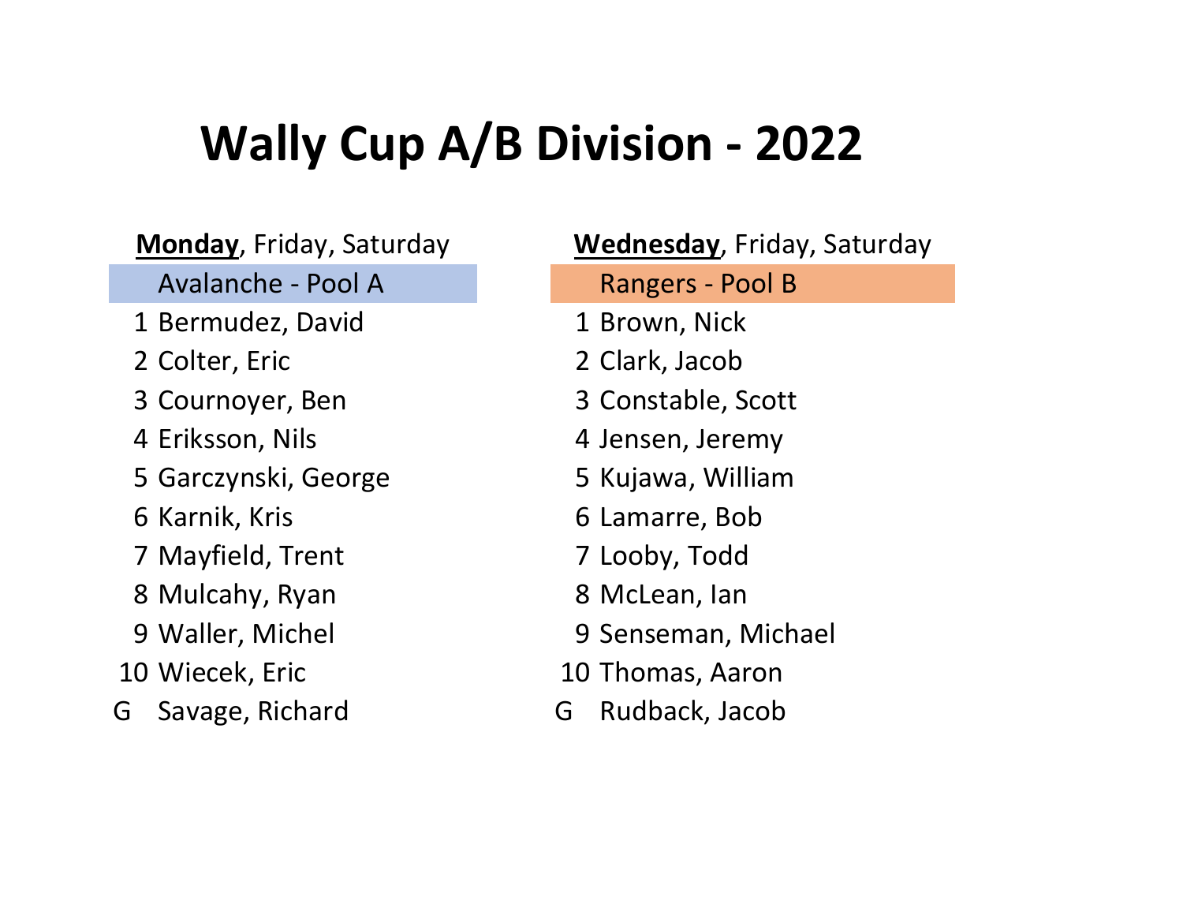# Wally Cup A/B Division - 2022

**Monday**, Friday, Saturday

| | Avalanche - Pool A |
|---|---|
| 1 | Bermudez, David |
| 2 | Colter, Eric |
| 3 | Cournoyer, Ben |
| 4 | Eriksson, Nils |
| 5 | Garczynski, George |
| 6 | Karnik, Kris |
| 7 | Mayfield, Trent |
| 8 | Mulcahy, Ryan |
| 9 | Waller, Michel |
| 10 | Wiecek, Eric |
| G | Savage, Richard |

**Wednesday**, Friday, Saturday

| | Rangers - Pool B |
|---|---|
| 1 | Brown, Nick |
| 2 | Clark, Jacob |
| 3 | Constable, Scott |
| 4 | Jensen, Jeremy |
| 5 | Kujawa, William |
| 6 | Lamarre, Bob |
| 7 | Looby, Todd |
| 8 | McLean, Ian |
| 9 | Senseman, Michael |
| 10 | Thomas, Aaron |
| G | Rudback, Jacob |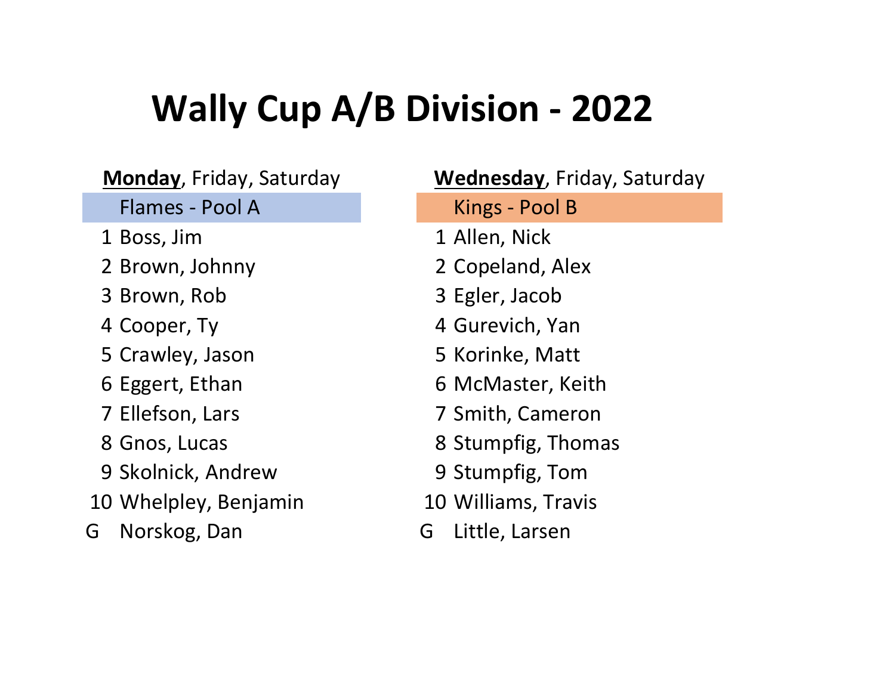# Wally Cup A/B Division - 2022

**Monday**, Friday, Saturday

| | Flames - Pool A |
|---|---|
| 1 | Boss, Jim |
| 2 | Brown, Johnny |
| 3 | Brown, Rob |
| 4 | Cooper, Ty |
| 5 | Crawley, Jason |
| 6 | Eggert, Ethan |
| 7 | Ellefson, Lars |
| 8 | Gnos, Lucas |
| 9 | Skolnick, Andrew |
| 10 | Whelpley, Benjamin |
| G | Norskog, Dan |

**Wednesday**, Friday, Saturday

| | Kings - Pool B |
|---|---|
| 1 | Allen, Nick |
| 2 | Copeland, Alex |
| 3 | Egler, Jacob |
| 4 | Gurevich, Yan |
| 5 | Korinke, Matt |
| 6 | McMaster, Keith |
| 7 | Smith, Cameron |
| 8 | Stumpfig, Thomas |
| 9 | Stumpfig, Tom |
| 10 | Williams, Travis |
| G | Little, Larsen |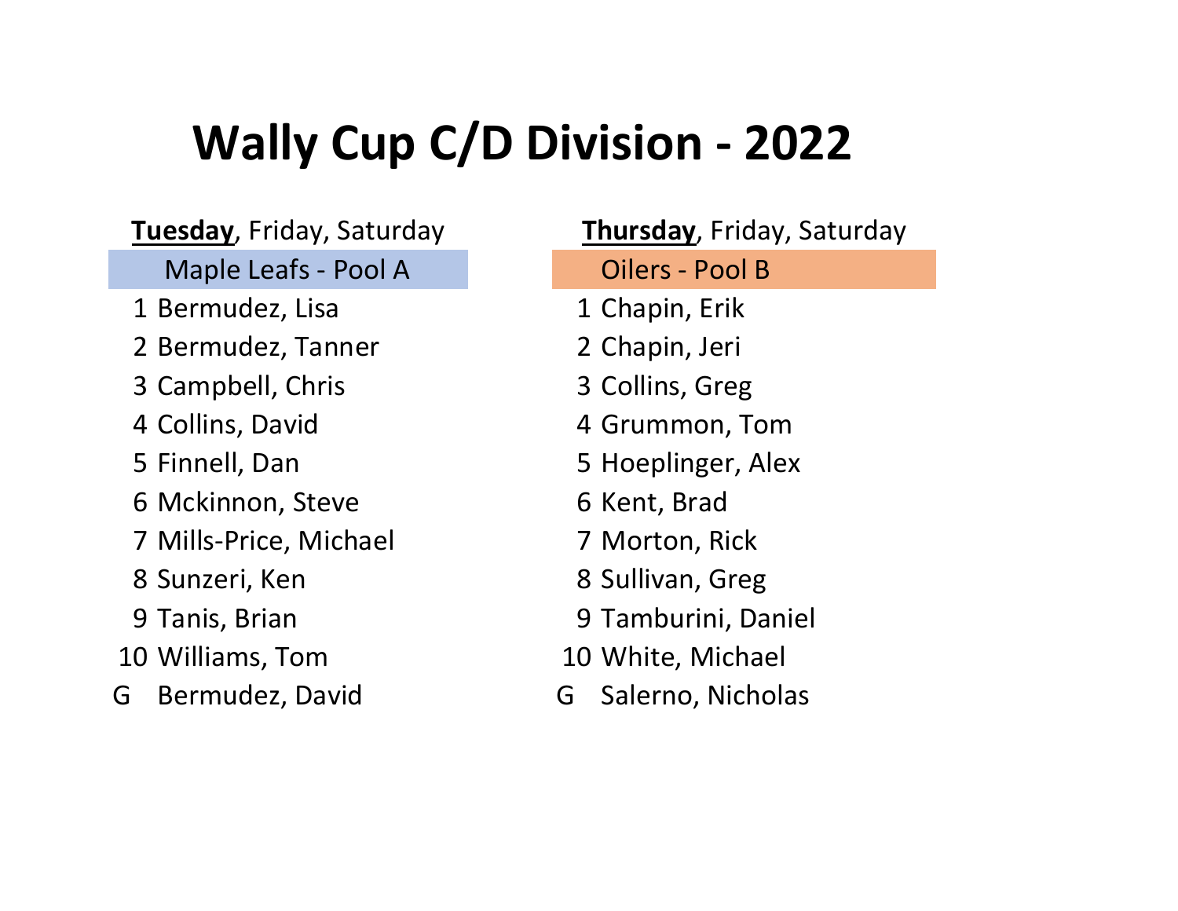# Wally Cup C/D Division - 2022

**<u>Tuesday</u>**, Friday, Saturday

| | Maple Leafs - Pool A |
|---|---|
| 1 | Bermudez, Lisa |
| 2 | Bermudez, Tanner |
| 3 | Campbell, Chris |
| 4 | Collins, David |
| 5 | Finnell, Dan |
| 6 | Mckinnon, Steve |
| 7 | Mills-Price, Michael |
| 8 | Sunzeri, Ken |
| 9 | Tanis, Brian |
| 10 | Williams, Tom |
| G | Bermudez, David |

**<u>Thursday</u>**, Friday, Saturday

| | Oilers - Pool B |
|---|---|
| 1 | Chapin, Erik |
| 2 | Chapin, Jeri |
| 3 | Collins, Greg |
| 4 | Grummon, Tom |
| 5 | Hoeplinger, Alex |
| 6 | Kent, Brad |
| 7 | Morton, Rick |
| 8 | Sullivan, Greg |
| 9 | Tamburini, Daniel |
| 10 | White, Michael |
| G | Salerno, Nicholas |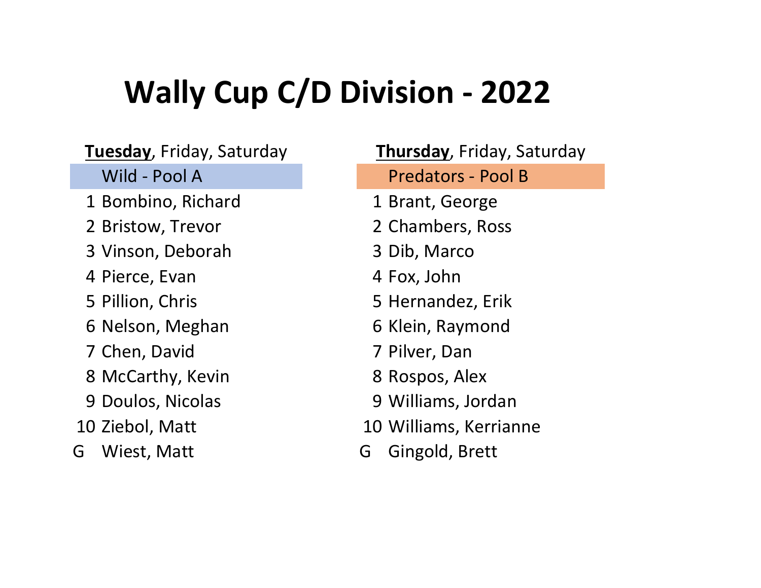# Wally Cup C/D Division - 2022

**<u>Tuesday</u>**, Friday, Saturday

| | Wild - Pool A |
|---|---|
| 1 | Bombino, Richard |
| 2 | Bristow, Trevor |
| 3 | Vinson, Deborah |
| 4 | Pierce, Evan |
| 5 | Pillion, Chris |
| 6 | Nelson, Meghan |
| 7 | Chen, David |
| 8 | McCarthy, Kevin |
| 9 | Doulos, Nicolas |
| 10 | Ziebol, Matt |
| G | Wiest, Matt |

**<u>Thursday</u>**, Friday, Saturday

| | Predators - Pool B |
|---|---|
| 1 | Brant, George |
| 2 | Chambers, Ross |
| 3 | Dib, Marco |
| 4 | Fox, John |
| 5 | Hernandez, Erik |
| 6 | Klein, Raymond |
| 7 | Pilver, Dan |
| 8 | Rospos, Alex |
| 9 | Williams, Jordan |
| 10 | Williams, Kerrianne |
| G | Gingold, Brett |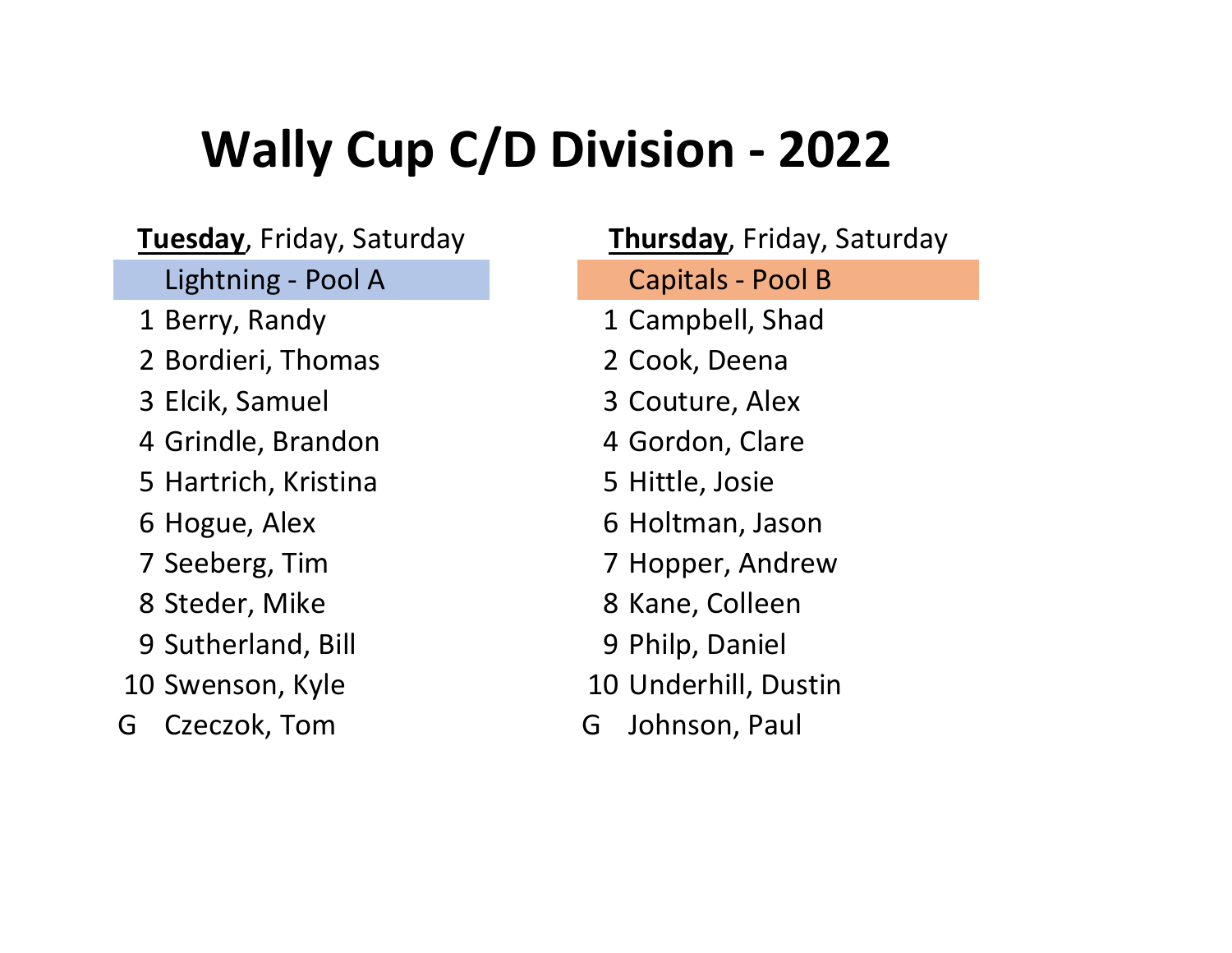# Wally Cup C/D Division - 2022

| **Tuesday**, Friday, Saturday | | | **Thursday**, Friday, Saturday |
|---|---|---|---|
| | Lightning - Pool A | | Capitals - Pool B |
| 1 | Berry, Randy | 1 | Campbell, Shad |
| 2 | Bordieri, Thomas | 2 | Cook, Deena |
| 3 | Elcik, Samuel | 3 | Couture, Alex |
| 4 | Grindle, Brandon | 4 | Gordon, Clare |
| 5 | Hartrich, Kristina | 5 | Hittle, Josie |
| 6 | Hogue, Alex | 6 | Holtman, Jason |
| 7 | Seeberg, Tim | 7 | Hopper, Andrew |
| 8 | Steder, Mike | 8 | Kane, Colleen |
| 9 | Sutherland, Bill | 9 | Philp, Daniel |
| 10 | Swenson, Kyle | 10 | Underhill, Dustin |
| G | Czeczok, Tom | G | Johnson, Paul |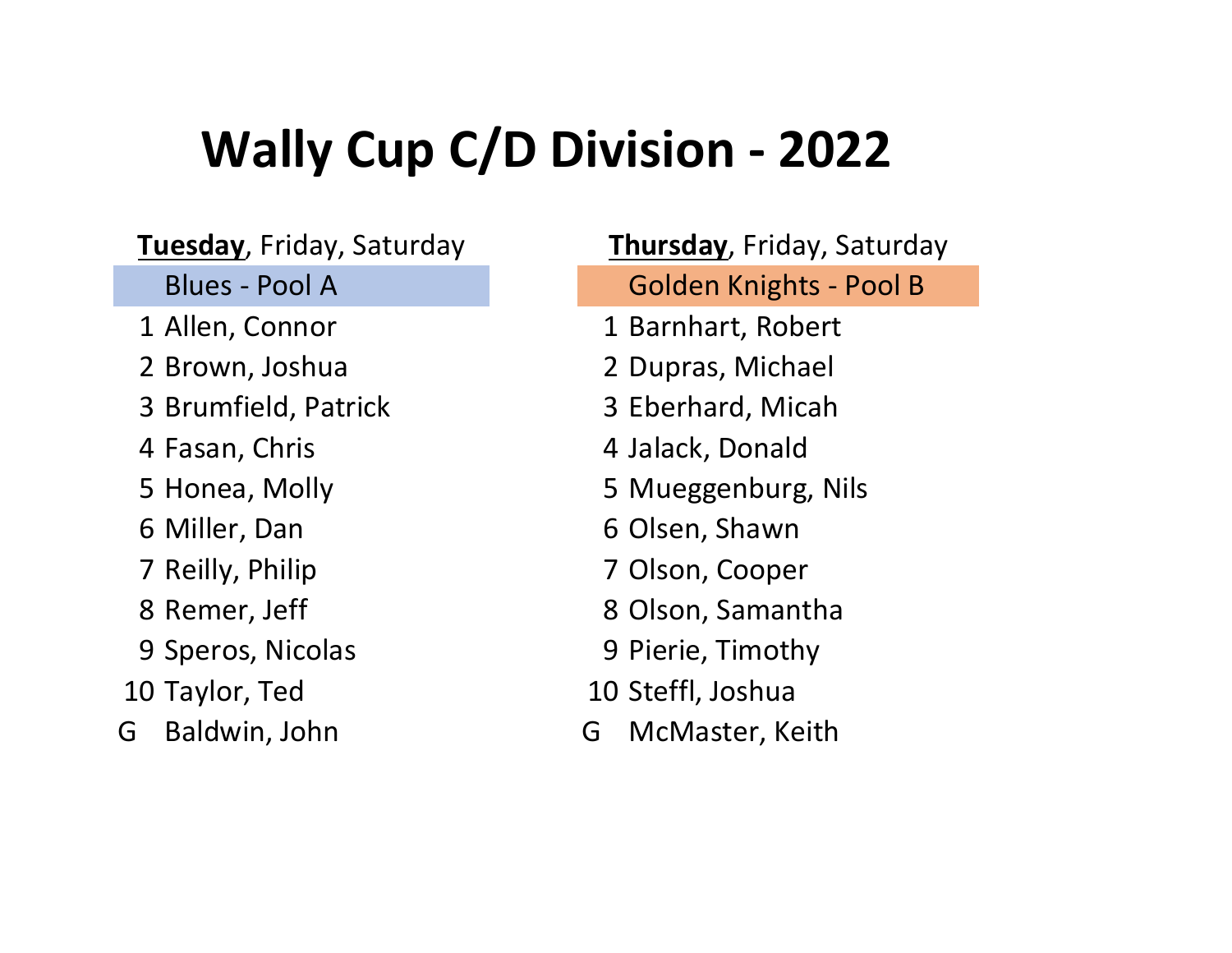# Wally Cup C/D Division - 2022

**<u>Tuesday</u>**, Friday, Saturday

| | Blues - Pool A |
|---|---|
| 1 | Allen, Connor |
| 2 | Brown, Joshua |
| 3 | Brumfield, Patrick |
| 4 | Fasan, Chris |
| 5 | Honea, Molly |
| 6 | Miller, Dan |
| 7 | Reilly, Philip |
| 8 | Remer, Jeff |
| 9 | Speros, Nicolas |
| 10 | Taylor, Ted |
| G | Baldwin, John |

**<u>Thursday</u>**, Friday, Saturday

| | Golden Knights - Pool B |
|---|---|
| 1 | Barnhart, Robert |
| 2 | Dupras, Michael |
| 3 | Eberhard, Micah |
| 4 | Jalack, Donald |
| 5 | Mueggenburg, Nils |
| 6 | Olsen, Shawn |
| 7 | Olson, Cooper |
| 8 | Olson, Samantha |
| 9 | Pierie, Timothy |
| 10 | Steffl, Joshua |
| G | McMaster, Keith |